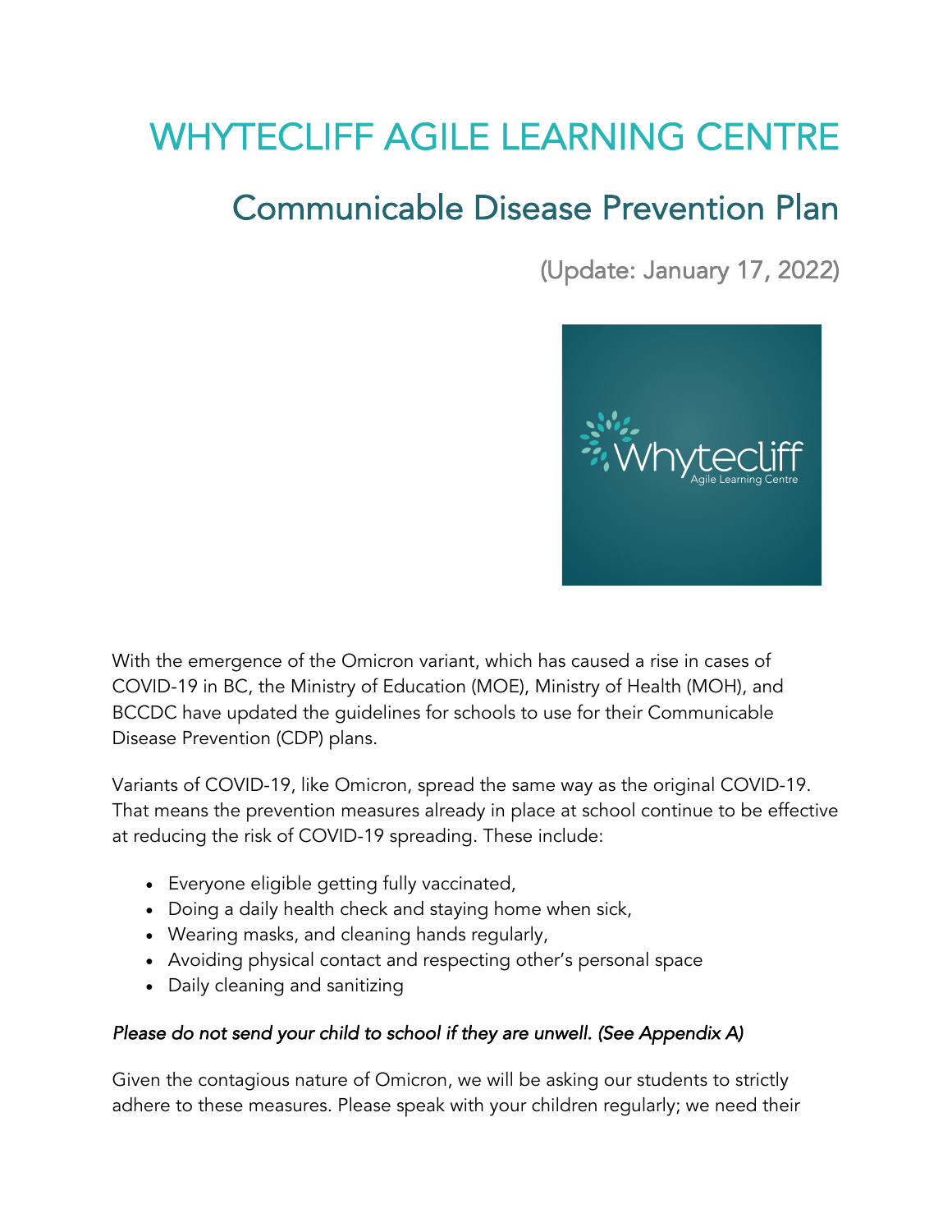# WHYTECLIFF AGILE LEARNING CENTRE

## Communicable Disease Prevention Plan

(Update: January 17, 2022)

With the emergence of the Omicron variant, which has caused a rise in cases of COVID-19 in BC, the Ministry of Education (MOE), Ministry of Health (MOH), and BCCDC have updated the guidelines for schools to use for their Communicable Disease Prevention (CDP) plans.

Variants of COVID-19, like Omicron, spread the same way as the original COVID-19. That means the prevention measures already in place at school continue to be effective at reducing the risk of COVID-19 spreading. These include:

- Everyone eligible getting fully vaccinated,
- Doing a daily health check and staying home when sick,
- Wearing masks, and cleaning hands regularly,
- Avoiding physical contact and respecting other's personal space
- Daily cleaning and sanitizing

*Please do not send your child to school if they are unwell. (See Appendix A)*

Given the contagious nature of Omicron, we will be asking our students to strictly adhere to these measures. Please speak with your children regularly; we need their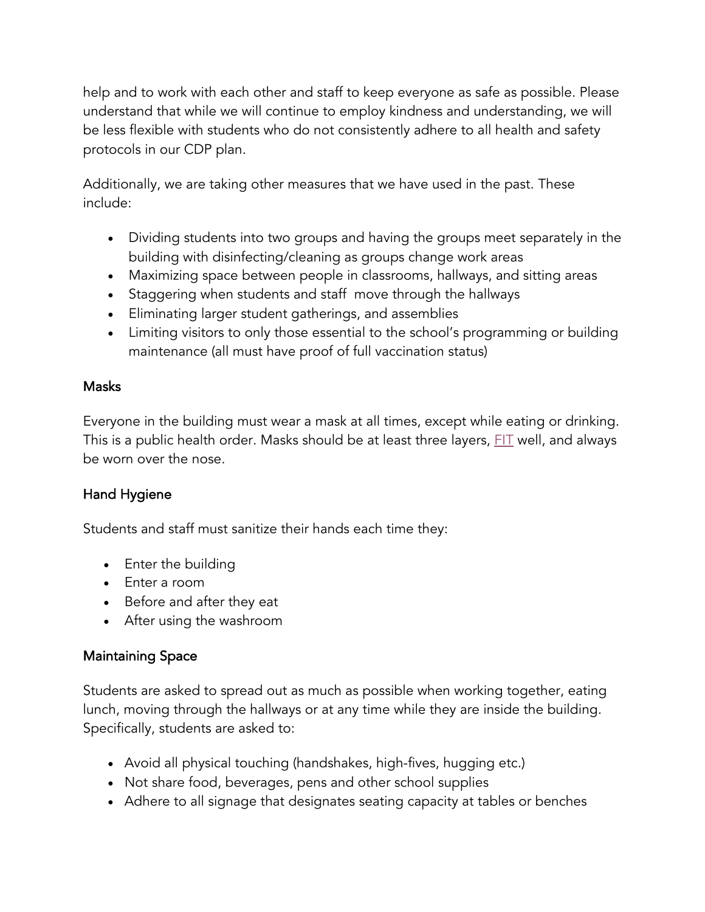help and to work with each other and staff to keep everyone as safe as possible. Please understand that while we will continue to employ kindness and understanding, we will be less flexible with students who do not consistently adhere to all health and safety protocols in our CDP plan.

Additionally, we are taking other measures that we have used in the past. These include:

- Dividing students into two groups and having the groups meet separately in the building with disinfecting/cleaning as groups change work areas
- Maximizing space between people in classrooms, hallways, and sitting areas
- Staggering when students and staff move through the hallways
- Eliminating larger student gatherings, and assemblies
- Limiting visitors to only those essential to the school's programming or building maintenance (all must have proof of full vaccination status)

## Masks

Everyone in the building must wear a mask at all times, except while eating or drinking. This is a public health order. Masks should be at least three layers, FIT well, and always be worn over the nose.

## Hand Hygiene

Students and staff must sanitize their hands each time they:

- Enter the building
- Enter a room
- Before and after they eat
- After using the washroom

## Maintaining Space

Students are asked to spread out as much as possible when working together, eating lunch, moving through the hallways or at any time while they are inside the building. Specifically, students are asked to:

- Avoid all physical touching (handshakes, high-fives, hugging etc.)
- Not share food, beverages, pens and other school supplies
- Adhere to all signage that designates seating capacity at tables or benches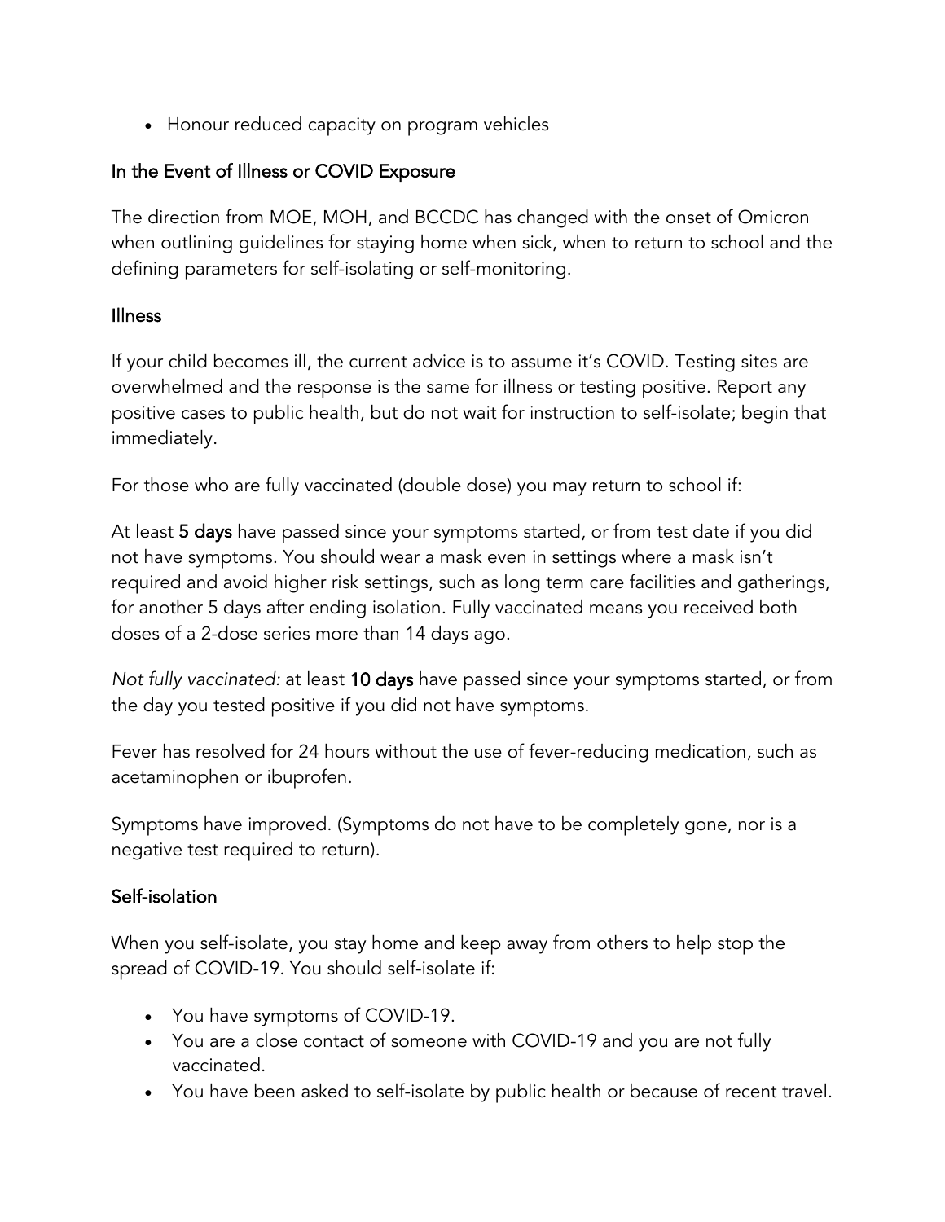- Honour reduced capacity on program vehicles

## In the Event of Illness or COVID Exposure

The direction from MOE, MOH, and BCCDC has changed with the onset of Omicron when outlining guidelines for staying home when sick, when to return to school and the defining parameters for self-isolating or self-monitoring.

### Illness

If your child becomes ill, the current advice is to assume it's COVID. Testing sites are overwhelmed and the response is the same for illness or testing positive. Report any positive cases to public health, but do not wait for instruction to self-isolate; begin that immediately.

For those who are fully vaccinated (double dose) you may return to school if:

At least **5 days** have passed since your symptoms started, or from test date if you did not have symptoms. You should wear a mask even in settings where a mask isn't required and avoid higher risk settings, such as long term care facilities and gatherings, for another 5 days after ending isolation. Fully vaccinated means you received both doses of a 2-dose series more than 14 days ago.

*Not fully vaccinated:* at least **10 days** have passed since your symptoms started, or from the day you tested positive if you did not have symptoms.

Fever has resolved for 24 hours without the use of fever-reducing medication, such as acetaminophen or ibuprofen.

Symptoms have improved. (Symptoms do not have to be completely gone, nor is a negative test required to return).

### Self-isolation

When you self-isolate, you stay home and keep away from others to help stop the spread of COVID-19. You should self-isolate if:

- You have symptoms of COVID-19.
- You are a close contact of someone with COVID-19 and you are not fully vaccinated.
- You have been asked to self-isolate by public health or because of recent travel.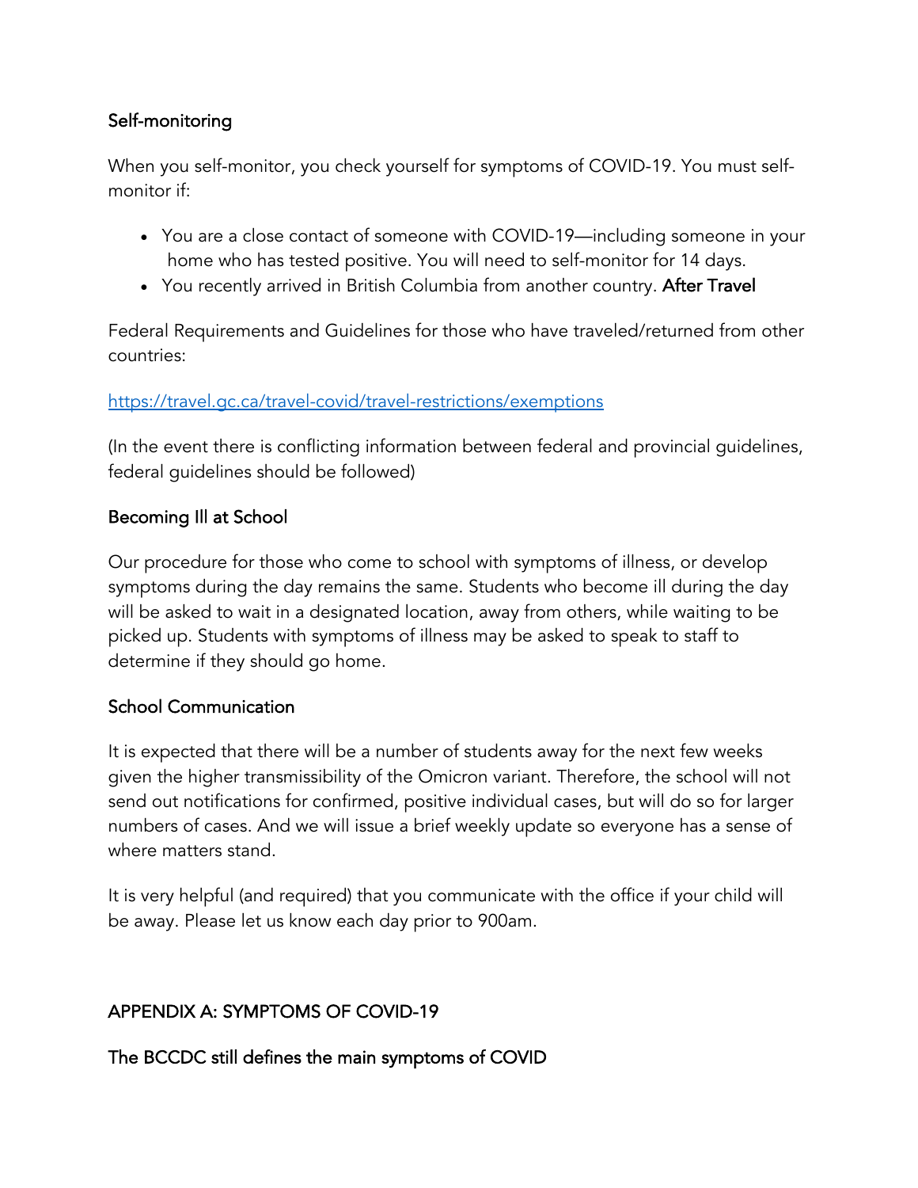## Self-monitoring

When you self-monitor, you check yourself for symptoms of COVID-19. You must self-monitor if:

- You are a close contact of someone with COVID-19—including someone in your home who has tested positive. You will need to self-monitor for 14 days.
- You recently arrived in British Columbia from another country. **After Travel**

Federal Requirements and Guidelines for those who have traveled/returned from other countries:

https://travel.gc.ca/travel-covid/travel-restrictions/exemptions

(In the event there is conflicting information between federal and provincial guidelines, federal guidelines should be followed)

## Becoming Ill at School

Our procedure for those who come to school with symptoms of illness, or develop symptoms during the day remains the same. Students who become ill during the day will be asked to wait in a designated location, away from others, while waiting to be picked up. Students with symptoms of illness may be asked to speak to staff to determine if they should go home.

## School Communication

It is expected that there will be a number of students away for the next few weeks given the higher transmissibility of the Omicron variant. Therefore, the school will not send out notifications for confirmed, positive individual cases, but will do so for larger numbers of cases. And we will issue a brief weekly update so everyone has a sense of where matters stand.

It is very helpful (and required) that you communicate with the office if your child will be away. Please let us know each day prior to 900am.

## APPENDIX A: SYMPTOMS OF COVID-19

### The BCCDC still defines the main symptoms of COVID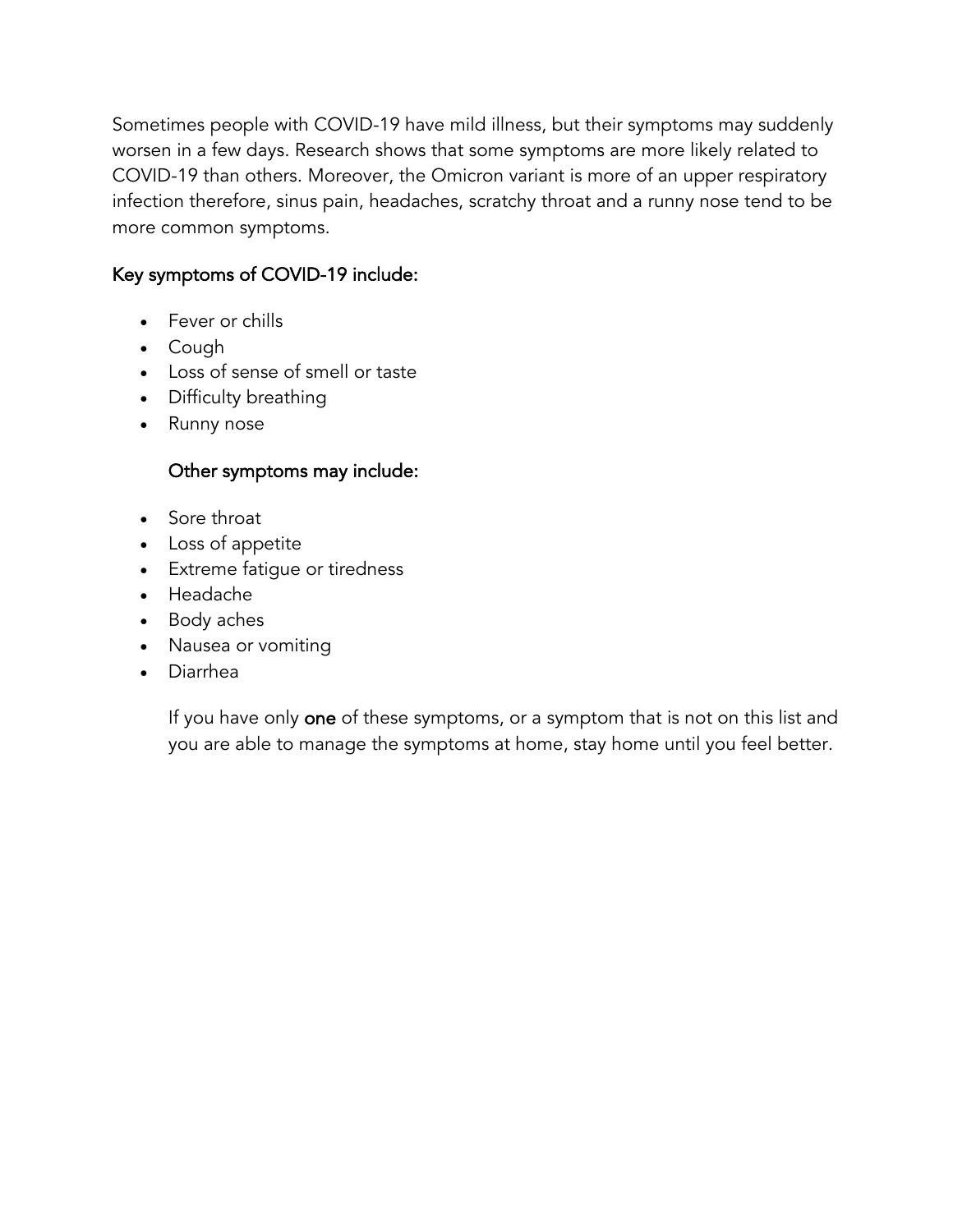Sometimes people with COVID-19 have mild illness, but their symptoms may suddenly worsen in a few days. Research shows that some symptoms are more likely related to COVID-19 than others. Moreover, the Omicron variant is more of an upper respiratory infection therefore, sinus pain, headaches, scratchy throat and a runny nose tend to be more common symptoms.

### Key symptoms of COVID-19 include:

- Fever or chills
- Cough
- Loss of sense of smell or taste
- Difficulty breathing
- Runny nose

### Other symptoms may include:

- Sore throat
- Loss of appetite
- Extreme fatigue or tiredness
- Headache
- Body aches
- Nausea or vomiting
- Diarrhea

If you have only **one** of these symptoms, or a symptom that is not on this list and you are able to manage the symptoms at home, stay home until you feel better.